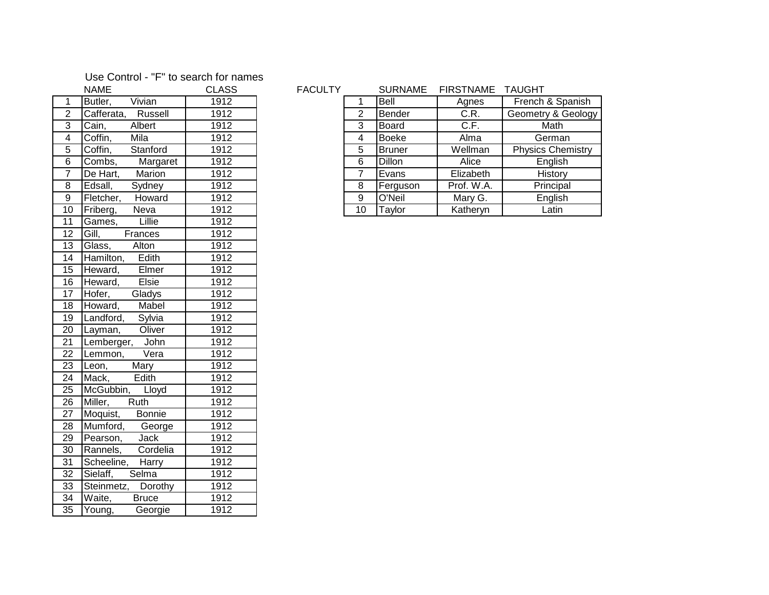Use Control - "F" to search for names

| | NAME | CLASS |
|---|---|---|
| 1 | Butler, Vivian | 1912 |
| 2 | Cafferata, Russell | 1912 |
| 3 | Cain, Albert | 1912 |
| 4 | Coffin, Mila | 1912 |
| 5 | Coffin, Stanford | 1912 |
| 6 | Combs, Margaret | 1912 |
| 7 | De Hart, Marion | 1912 |
| 8 | Edsall, Sydney | 1912 |
| 9 | Fletcher, Howard | 1912 |
| 10 | Friberg, Neva | 1912 |
| 11 | Games, Lillie | 1912 |
| 12 | Gill, Frances | 1912 |
| 13 | Glass, Alton | 1912 |
| 14 | Hamilton, Edith | 1912 |
| 15 | Heward, Elmer | 1912 |
| 16 | Heward, Elsie | 1912 |
| 17 | Hofer, Gladys | 1912 |
| 18 | Howard, Mabel | 1912 |
| 19 | Landford, Sylvia | 1912 |
| 20 | Layman, Oliver | 1912 |
| 21 | Lemberger, John | 1912 |
| 22 | Lemmon, Vera | 1912 |
| 23 | Leon, Mary | 1912 |
| 24 | Mack, Edith | 1912 |
| 25 | McGubbin, Lloyd | 1912 |
| 26 | Miller, Ruth | 1912 |
| 27 | Moquist, Bonnie | 1912 |
| 28 | Mumford, George | 1912 |
| 29 | Pearson, Jack | 1912 |
| 30 | Rannels, Cordelia | 1912 |
| 31 | Scheeline, Harry | 1912 |
| 32 | Sielaff, Selma | 1912 |
| 33 | Steinmetz, Dorothy | 1912 |
| 34 | Waite, Bruce | 1912 |
| 35 | Young, Georgie | 1912 |

FACULTY

| | SURNAME | FIRSTNAME | TAUGHT |
|---|---|---|---|
| 1 | Bell | Agnes | French & Spanish |
| 2 | Bender | C.R. | Geometry & Geology |
| 3 | Board | C.F. | Math |
| 4 | Boeke | Alma | German |
| 5 | Bruner | Wellman | Physics Chemistry |
| 6 | Dillon | Alice | English |
| 7 | Evans | Elizabeth | History |
| 8 | Ferguson | Prof. W.A. | Principal |
| 9 | O'Neil | Mary G. | English |
| 10 | Taylor | Katheryn | Latin |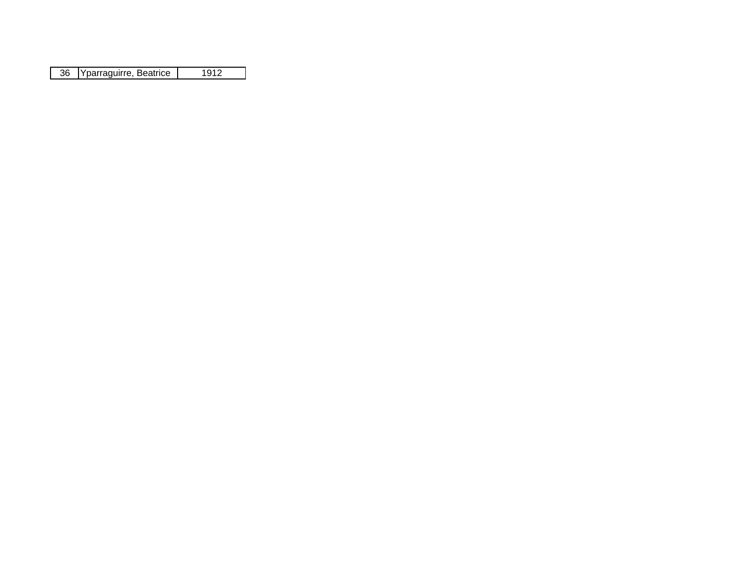| | | |
|---|---|---|
| 36 | Yparraguirre, Beatrice | 1912 |